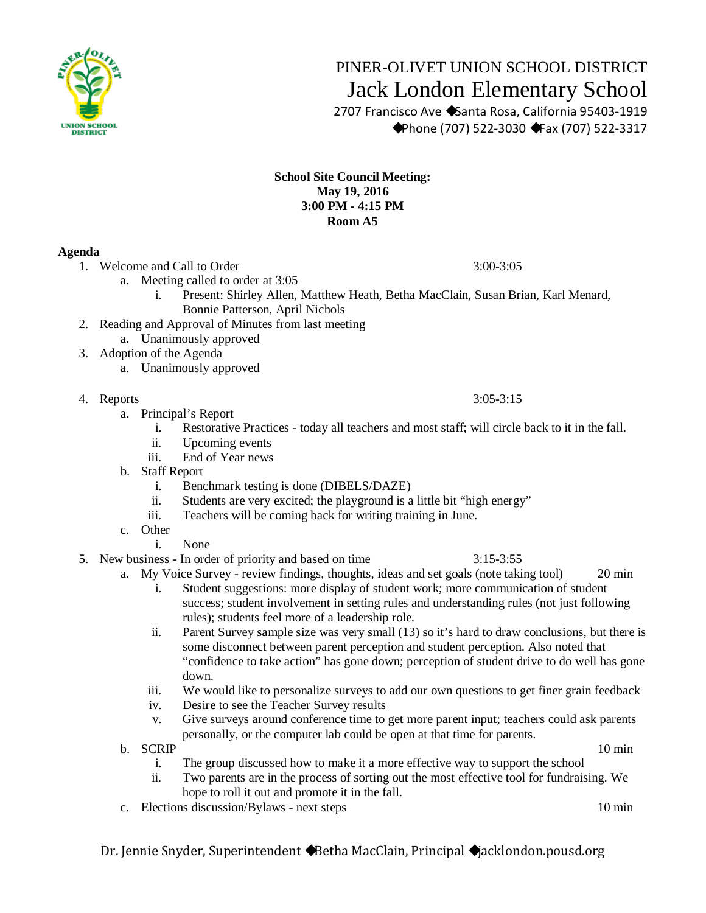# PINER-OLIVET UNION SCHOOL DISTRICT

## Jack London Elementary School

2707 Francisco Ave ◆Santa Rosa, California 95403-1919
◆Phone (707) 522-3030 ◆Fax (707) 522-3317

**School Site Council Meeting:**
**May 19, 2016**
**3:00 PM - 4:15 PM**
**Room A5**

**Agenda**

1. Welcome and Call to Order 3:00-3:05
   a. Meeting called to order at 3:05
      i. Present: Shirley Allen, Matthew Heath, Betha MacClain, Susan Brian, Karl Menard, Bonnie Patterson, April Nichols
2. Reading and Approval of Minutes from last meeting
   a. Unanimously approved
3. Adoption of the Agenda
   a. Unanimously approved

4. Reports 3:05-3:15
   a. Principal's Report
      i. Restorative Practices - today all teachers and most staff; will circle back to it in the fall.
      ii. Upcoming events
      iii. End of Year news
   b. Staff Report
      i. Benchmark testing is done (DIBELS/DAZE)
      ii. Students are very excited; the playground is a little bit "high energy"
      iii. Teachers will be coming back for writing training in June.
   c. Other
      i. None
5. New business - In order of priority and based on time 3:15-3:55
   a. My Voice Survey - review findings, thoughts, ideas and set goals (note taking tool) 20 min
      i. Student suggestions: more display of student work; more communication of student success; student involvement in setting rules and understanding rules (not just following rules); students feel more of a leadership role.
      ii. Parent Survey sample size was very small (13) so it's hard to draw conclusions, but there is some disconnect between parent perception and student perception. Also noted that "confidence to take action" has gone down; perception of student drive to do well has gone down.
      iii. We would like to personalize surveys to add our own questions to get finer grain feedback
      iv. Desire to see the Teacher Survey results
      v. Give surveys around conference time to get more parent input; teachers could ask parents personally, or the computer lab could be open at that time for parents.
   b. SCRIP 10 min
      i. The group discussed how to make it a more effective way to support the school
      ii. Two parents are in the process of sorting out the most effective tool for fundraising. We hope to roll it out and promote it in the fall.
   c. Elections discussion/Bylaws - next steps 10 min

Dr. Jennie Snyder, Superintendent ◆Betha MacClain, Principal ◆jacklondon.pousd.org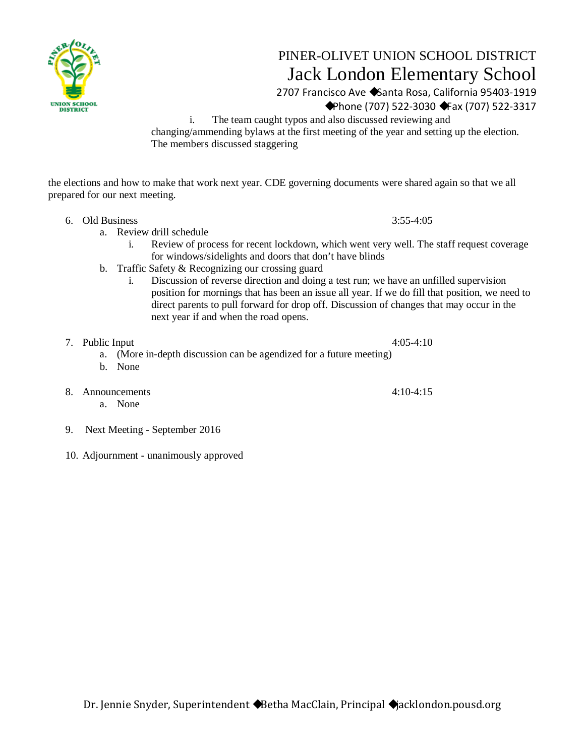PINER-OLIVET UNION SCHOOL DISTRICT

# Jack London Elementary School

2707 Francisco Ave ◆Santa Rosa, California 95403-1919
◆Phone (707) 522-3030 ◆Fax (707) 522-3317

i. The team caught typos and also discussed reviewing and changing/ammending bylaws at the first meeting of the year and setting up the election. The members discussed staggering

the elections and how to make that work next year. CDE governing documents were shared again so that we all prepared for our next meeting.

6. Old Business 3:55-4:05
   a. Review drill schedule
      i. Review of process for recent lockdown, which went very well. The staff request coverage for windows/sidelights and doors that don't have blinds
   b. Traffic Safety & Recognizing our crossing guard
      i. Discussion of reverse direction and doing a test run; we have an unfilled supervision position for mornings that has been an issue all year. If we do fill that position, we need to direct parents to pull forward for drop off. Discussion of changes that may occur in the next year if and when the road opens.

7. Public Input 4:05-4:10
   a. (More in-depth discussion can be agendized for a future meeting)
   b. None

8. Announcements 4:10-4:15
   a. None

9. Next Meeting - September 2016

10. Adjournment - unanimously approved

Dr. Jennie Snyder, Superintendent ◆Betha MacClain, Principal ◆jacklondon.pousd.org